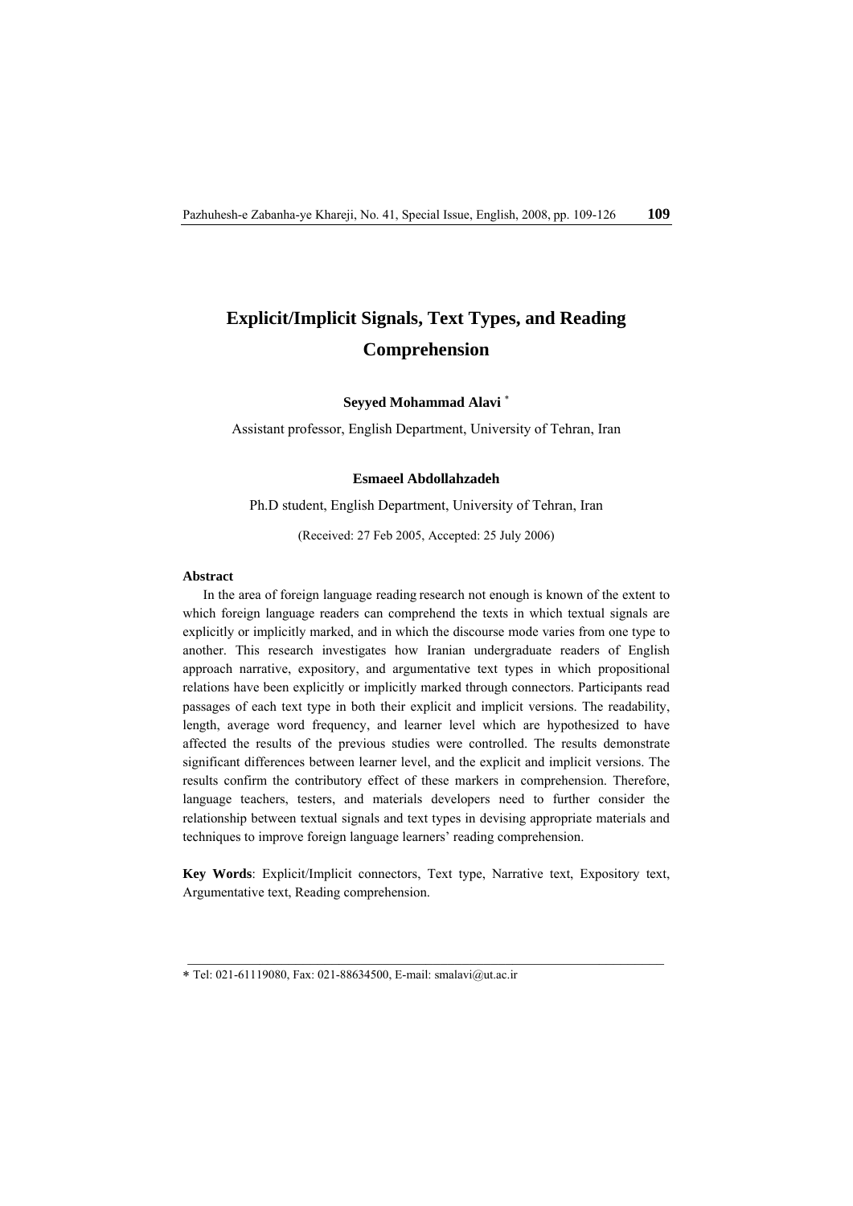# Explicit/Implicit Signals, Text Types, and Reading Comprehension

**Seyyed Mohammad Alavi** *

Assistant professor, English Department, University of Tehran, Iran

**Esmaeel Abdollahzadeh**

Ph.D student, English Department, University of Tehran, Iran

(Received: 27 Feb 2005, Accepted: 25 July 2006)

**Abstract**

In the area of foreign language reading research not enough is known of the extent to which foreign language readers can comprehend the texts in which textual signals are explicitly or implicitly marked, and in which the discourse mode varies from one type to another. This research investigates how Iranian undergraduate readers of English approach narrative, expository, and argumentative text types in which propositional relations have been explicitly or implicitly marked through connectors. Participants read passages of each text type in both their explicit and implicit versions. The readability, length, average word frequency, and learner level which are hypothesized to have affected the results of the previous studies were controlled. The results demonstrate significant differences between learner level, and the explicit and implicit versions. The results confirm the contributory effect of these markers in comprehension. Therefore, language teachers, testers, and materials developers need to further consider the relationship between textual signals and text types in devising appropriate materials and techniques to improve foreign language learners' reading comprehension.

**Key Words**: Explicit/Implicit connectors, Text type, Narrative text, Expository text, Argumentative text, Reading comprehension.

---

* Tel: 021-61119080, Fax: 021-88634500, E-mail: smalavi@ut.ac.ir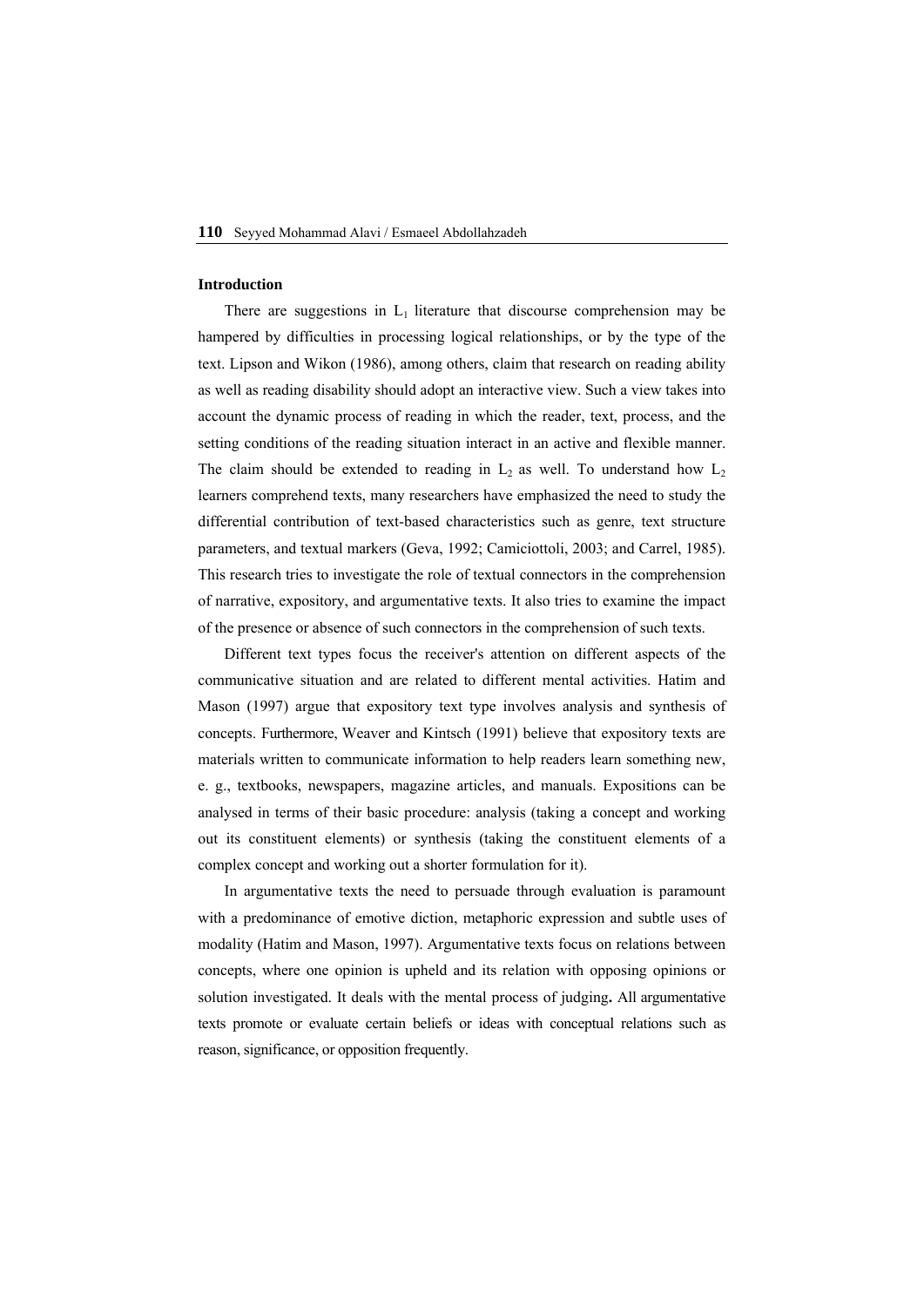## Introduction

There are suggestions in $L_1$ literature that discourse comprehension may be hampered by difficulties in processing logical relationships, or by the type of the text. Lipson and Wikon (1986), among others, claim that research on reading ability as well as reading disability should adopt an interactive view. Such a view takes into account the dynamic process of reading in which the reader, text, process, and the setting conditions of the reading situation interact in an active and flexible manner. The claim should be extended to reading in $L_2$ as well. To understand how $L_2$ learners comprehend texts, many researchers have emphasized the need to study the differential contribution of text-based characteristics such as genre, text structure parameters, and textual markers (Geva, 1992; Camiciottoli, 2003; and Carrel, 1985). This research tries to investigate the role of textual connectors in the comprehension of narrative, expository, and argumentative texts. It also tries to examine the impact of the presence or absence of such connectors in the comprehension of such texts.

Different text types focus the receiver's attention on different aspects of the communicative situation and are related to different mental activities. Hatim and Mason (1997) argue that expository text type involves analysis and synthesis of concepts. Furthermore, Weaver and Kintsch (1991) believe that expository texts are materials written to communicate information to help readers learn something new, e. g., textbooks, newspapers, magazine articles, and manuals. Expositions can be analysed in terms of their basic procedure: analysis (taking a concept and working out its constituent elements) or synthesis (taking the constituent elements of a complex concept and working out a shorter formulation for it).

In argumentative texts the need to persuade through evaluation is paramount with a predominance of emotive diction, metaphoric expression and subtle uses of modality (Hatim and Mason, 1997). Argumentative texts focus on relations between concepts, where one opinion is upheld and its relation with opposing opinions or solution investigated. It deals with the mental process of judging**.** All argumentative texts promote or evaluate certain beliefs or ideas with conceptual relations such as reason, significance, or opposition frequently.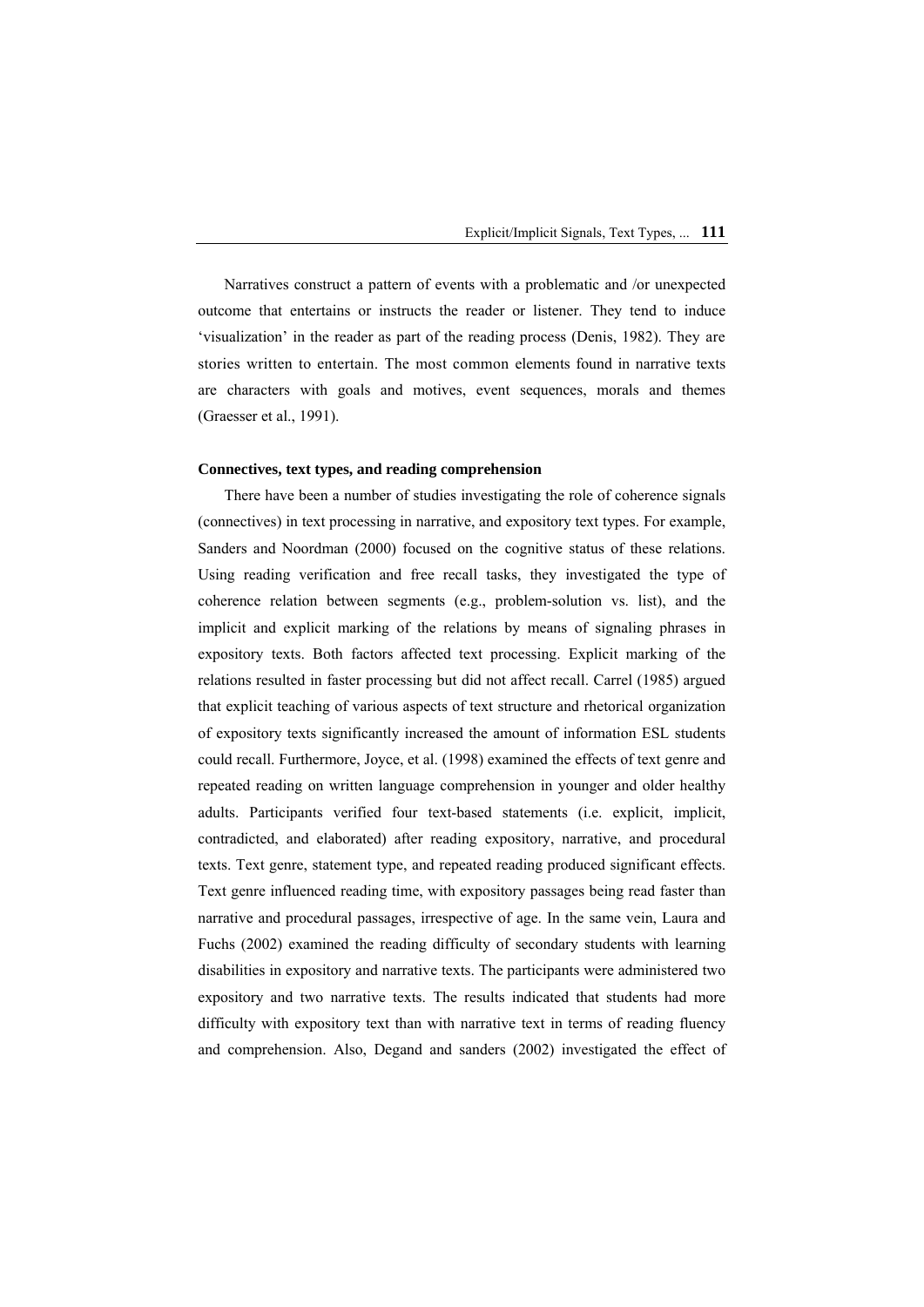Narratives construct a pattern of events with a problematic and /or unexpected outcome that entertains or instructs the reader or listener. They tend to induce 'visualization' in the reader as part of the reading process (Denis, 1982). They are stories written to entertain. The most common elements found in narrative texts are characters with goals and motives, event sequences, morals and themes (Graesser et al., 1991).

**Connectives, text types, and reading comprehension**

There have been a number of studies investigating the role of coherence signals (connectives) in text processing in narrative, and expository text types. For example, Sanders and Noordman (2000) focused on the cognitive status of these relations. Using reading verification and free recall tasks, they investigated the type of coherence relation between segments (e.g., problem-solution vs. list), and the implicit and explicit marking of the relations by means of signaling phrases in expository texts. Both factors affected text processing. Explicit marking of the relations resulted in faster processing but did not affect recall. Carrel (1985) argued that explicit teaching of various aspects of text structure and rhetorical organization of expository texts significantly increased the amount of information ESL students could recall. Furthermore, Joyce, et al. (1998) examined the effects of text genre and repeated reading on written language comprehension in younger and older healthy adults. Participants verified four text-based statements (i.e. explicit, implicit, contradicted, and elaborated) after reading expository, narrative, and procedural texts. Text genre, statement type, and repeated reading produced significant effects. Text genre influenced reading time, with expository passages being read faster than narrative and procedural passages, irrespective of age. In the same vein, Laura and Fuchs (2002) examined the reading difficulty of secondary students with learning disabilities in expository and narrative texts. The participants were administered two expository and two narrative texts. The results indicated that students had more difficulty with expository text than with narrative text in terms of reading fluency and comprehension. Also, Degand and sanders (2002) investigated the effect of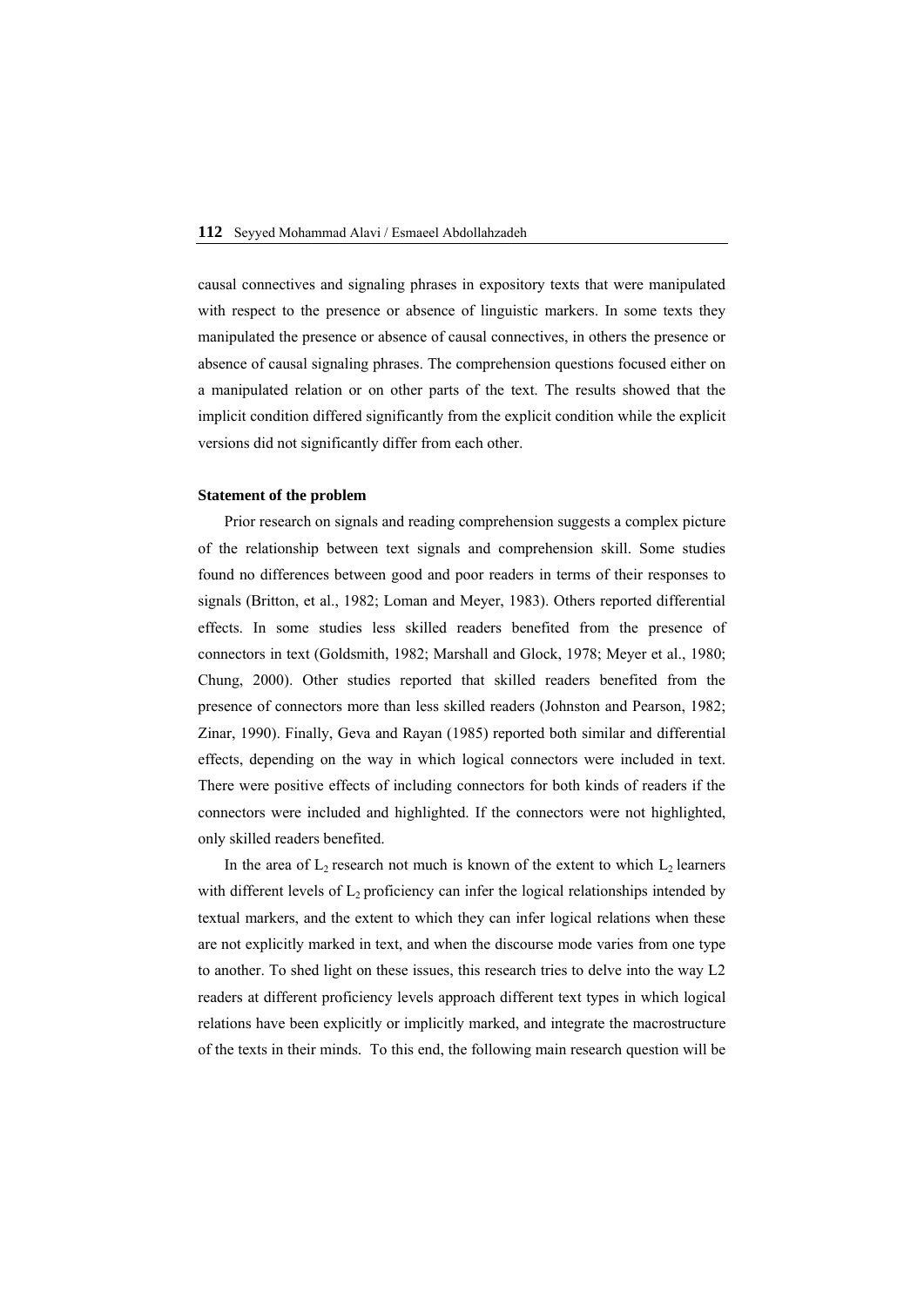causal connectives and signaling phrases in expository texts that were manipulated with respect to the presence or absence of linguistic markers. In some texts they manipulated the presence or absence of causal connectives, in others the presence or absence of causal signaling phrases. The comprehension questions focused either on a manipulated relation or on other parts of the text. The results showed that the implicit condition differed significantly from the explicit condition while the explicit versions did not significantly differ from each other.

**Statement of the problem**

Prior research on signals and reading comprehension suggests a complex picture of the relationship between text signals and comprehension skill. Some studies found no differences between good and poor readers in terms of their responses to signals (Britton, et al., 1982; Loman and Meyer, 1983). Others reported differential effects. In some studies less skilled readers benefited from the presence of connectors in text (Goldsmith, 1982; Marshall and Glock, 1978; Meyer et al., 1980; Chung, 2000). Other studies reported that skilled readers benefited from the presence of connectors more than less skilled readers (Johnston and Pearson, 1982; Zinar, 1990). Finally, Geva and Rayan (1985) reported both similar and differential effects, depending on the way in which logical connectors were included in text. There were positive effects of including connectors for both kinds of readers if the connectors were included and highlighted. If the connectors were not highlighted, only skilled readers benefited.

In the area of $L_2$ research not much is known of the extent to which $L_2$ learners with different levels of $L_2$ proficiency can infer the logical relationships intended by textual markers, and the extent to which they can infer logical relations when these are not explicitly marked in text, and when the discourse mode varies from one type to another. To shed light on these issues, this research tries to delve into the way L2 readers at different proficiency levels approach different text types in which logical relations have been explicitly or implicitly marked, and integrate the macrostructure of the texts in their minds. To this end, the following main research question will be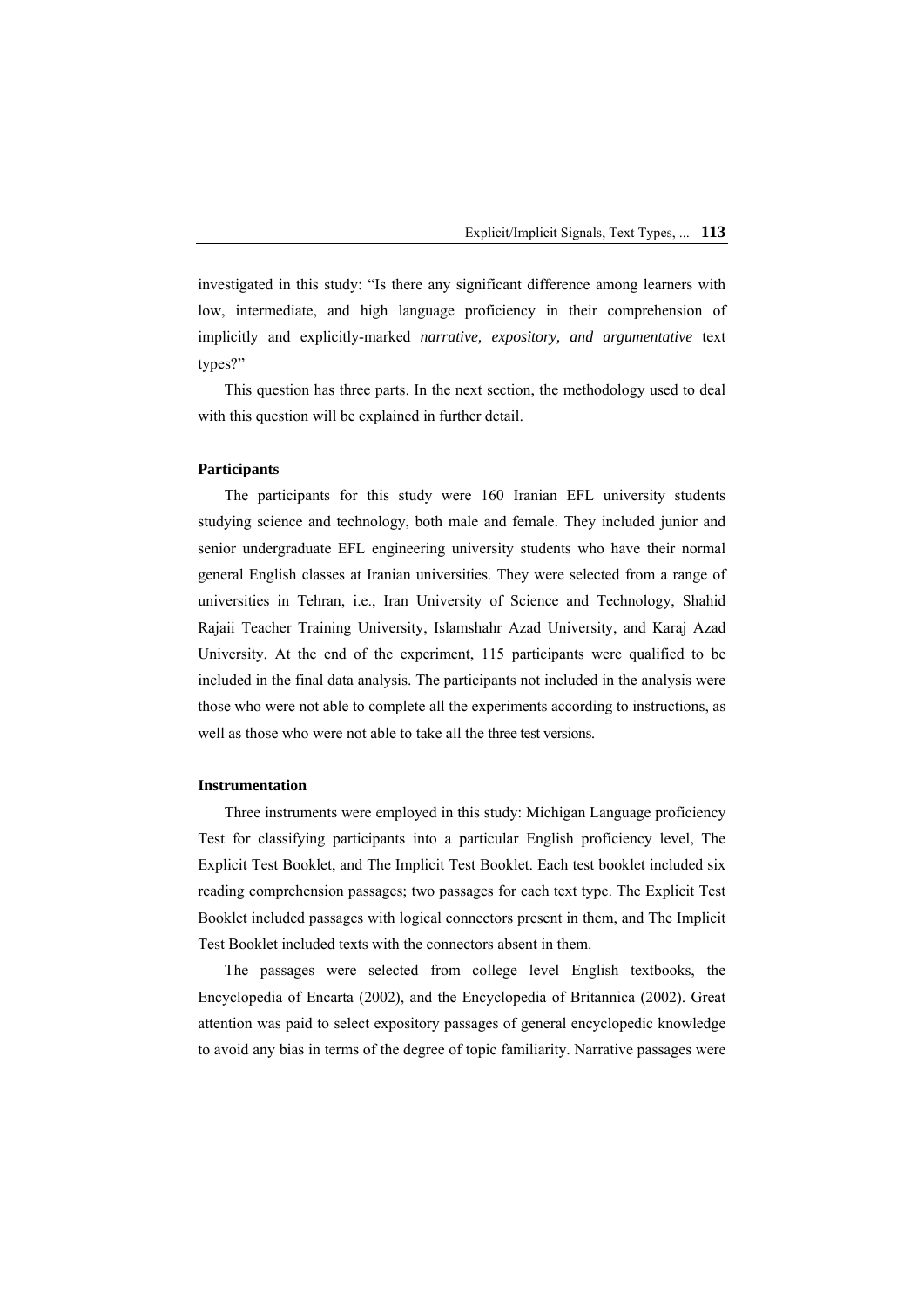investigated in this study: "Is there any significant difference among learners with low, intermediate, and high language proficiency in their comprehension of implicitly and explicitly-marked *narrative, expository, and argumentative* text types?"

This question has three parts. In the next section, the methodology used to deal with this question will be explained in further detail.

### Participants

The participants for this study were 160 Iranian EFL university students studying science and technology, both male and female. They included junior and senior undergraduate EFL engineering university students who have their normal general English classes at Iranian universities. They were selected from a range of universities in Tehran, i.e., Iran University of Science and Technology, Shahid Rajaii Teacher Training University, Islamshahr Azad University, and Karaj Azad University. At the end of the experiment, 115 participants were qualified to be included in the final data analysis. The participants not included in the analysis were those who were not able to complete all the experiments according to instructions, as well as those who were not able to take all the three test versions.

### Instrumentation

Three instruments were employed in this study: Michigan Language proficiency Test for classifying participants into a particular English proficiency level, The Explicit Test Booklet, and The Implicit Test Booklet. Each test booklet included six reading comprehension passages; two passages for each text type. The Explicit Test Booklet included passages with logical connectors present in them, and The Implicit Test Booklet included texts with the connectors absent in them.

The passages were selected from college level English textbooks, the Encyclopedia of Encarta (2002), and the Encyclopedia of Britannica (2002). Great attention was paid to select expository passages of general encyclopedic knowledge to avoid any bias in terms of the degree of topic familiarity. Narrative passages were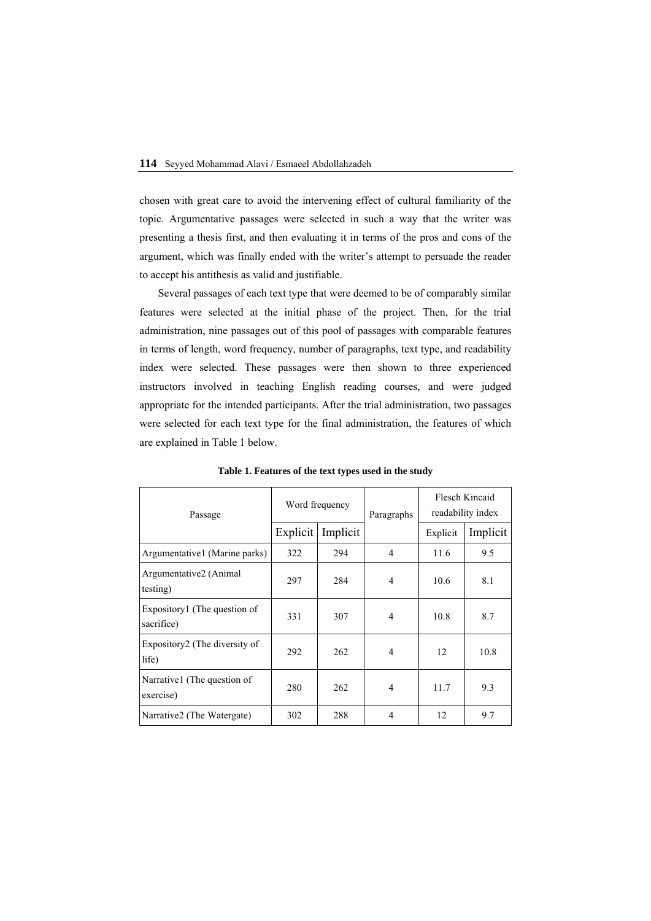chosen with great care to avoid the intervening effect of cultural familiarity of the topic. Argumentative passages were selected in such a way that the writer was presenting a thesis first, and then evaluating it in terms of the pros and cons of the argument, which was finally ended with the writer's attempt to persuade the reader to accept his antithesis as valid and justifiable.

Several passages of each text type that were deemed to be of comparably similar features were selected at the initial phase of the project. Then, for the trial administration, nine passages out of this pool of passages with comparable features in terms of length, word frequency, number of paragraphs, text type, and readability index were selected. These passages were then shown to three experienced instructors involved in teaching English reading courses, and were judged appropriate for the intended participants. After the trial administration, two passages were selected for each text type for the final administration, the features of which are explained in Table 1 below.

**Table 1. Features of the text types used in the study**

| Passage | Word frequency | | Paragraphs | Flesch Kincaid readability index | |
|---|---|---|---|---|---|
| | Explicit | Implicit | | Explicit | Implicit |
| Argumentative1 (Marine parks) | 322 | 294 | 4 | 11.6 | 9.5 |
| Argumentative2 (Animal testing) | 297 | 284 | 4 | 10.6 | 8.1 |
| Expository1 (The question of sacrifice) | 331 | 307 | 4 | 10.8 | 8.7 |
| Expository2 (The diversity of life) | 292 | 262 | 4 | 12 | 10.8 |
| Narrative1 (The question of exercise) | 280 | 262 | 4 | 11.7 | 9.3 |
| Narrative2 (The Watergate) | 302 | 288 | 4 | 12 | 9.7 |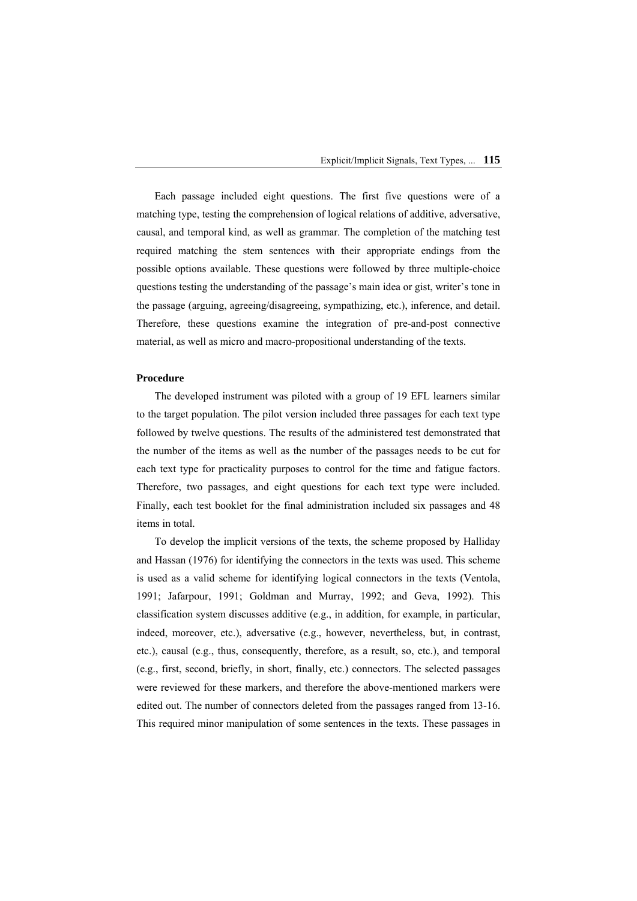Each passage included eight questions. The first five questions were of a matching type, testing the comprehension of logical relations of additive, adversative, causal, and temporal kind, as well as grammar. The completion of the matching test required matching the stem sentences with their appropriate endings from the possible options available. These questions were followed by three multiple-choice questions testing the understanding of the passage's main idea or gist, writer's tone in the passage (arguing, agreeing/disagreeing, sympathizing, etc.), inference, and detail. Therefore, these questions examine the integration of pre-and-post connective material, as well as micro and macro-propositional understanding of the texts.

**Procedure**

The developed instrument was piloted with a group of 19 EFL learners similar to the target population. The pilot version included three passages for each text type followed by twelve questions. The results of the administered test demonstrated that the number of the items as well as the number of the passages needs to be cut for each text type for practicality purposes to control for the time and fatigue factors. Therefore, two passages, and eight questions for each text type were included. Finally, each test booklet for the final administration included six passages and 48 items in total.

To develop the implicit versions of the texts, the scheme proposed by Halliday and Hassan (1976) for identifying the connectors in the texts was used. This scheme is used as a valid scheme for identifying logical connectors in the texts (Ventola, 1991; Jafarpour, 1991; Goldman and Murray, 1992; and Geva, 1992). This classification system discusses additive (e.g., in addition, for example, in particular, indeed, moreover, etc.), adversative (e.g., however, nevertheless, but, in contrast, etc.), causal (e.g., thus, consequently, therefore, as a result, so, etc.), and temporal (e.g., first, second, briefly, in short, finally, etc.) connectors. The selected passages were reviewed for these markers, and therefore the above-mentioned markers were edited out. The number of connectors deleted from the passages ranged from 13-16. This required minor manipulation of some sentences in the texts. These passages in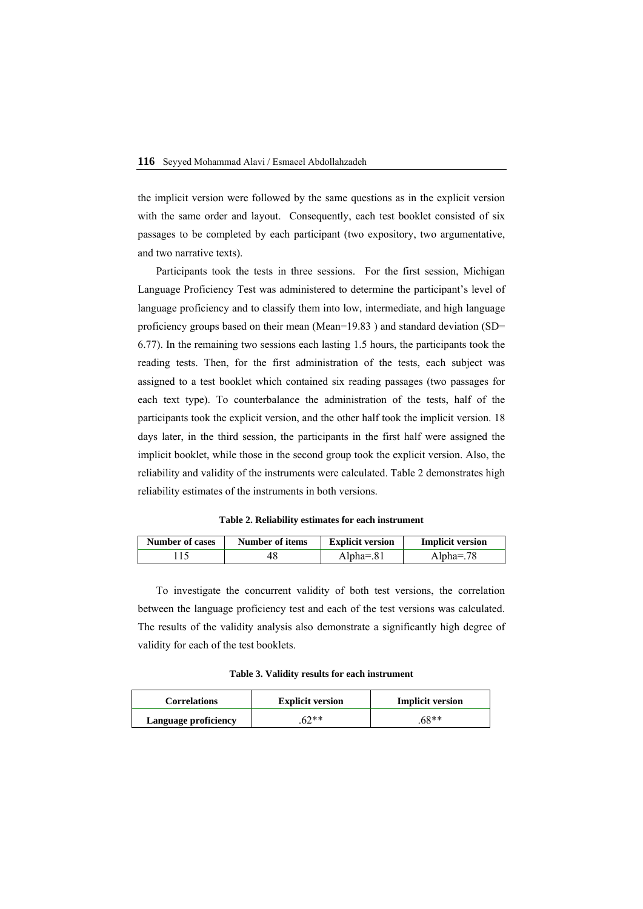the implicit version were followed by the same questions as in the explicit version with the same order and layout. Consequently, each test booklet consisted of six passages to be completed by each participant (two expository, two argumentative, and two narrative texts).

Participants took the tests in three sessions. For the first session, Michigan Language Proficiency Test was administered to determine the participant's level of language proficiency and to classify them into low, intermediate, and high language proficiency groups based on their mean (Mean=19.83 ) and standard deviation (SD= 6.77). In the remaining two sessions each lasting 1.5 hours, the participants took the reading tests. Then, for the first administration of the tests, each subject was assigned to a test booklet which contained six reading passages (two passages for each text type). To counterbalance the administration of the tests, half of the participants took the explicit version, and the other half took the implicit version. 18 days later, in the third session, the participants in the first half were assigned the implicit booklet, while those in the second group took the explicit version. Also, the reliability and validity of the instruments were calculated. Table 2 demonstrates high reliability estimates of the instruments in both versions.

**Table 2. Reliability estimates for each instrument**

| Number of cases | Number of items | Explicit version | Implicit version |
|---|---|---|---|
| 115 | 48 | Alpha=.81 | Alpha=.78 |

To investigate the concurrent validity of both test versions, the correlation between the language proficiency test and each of the test versions was calculated. The results of the validity analysis also demonstrate a significantly high degree of validity for each of the test booklets.

**Table 3. Validity results for each instrument**

| Correlations | Explicit version | Implicit version |
|---|---|---|
| **Language proficiency** | .62** | .68** |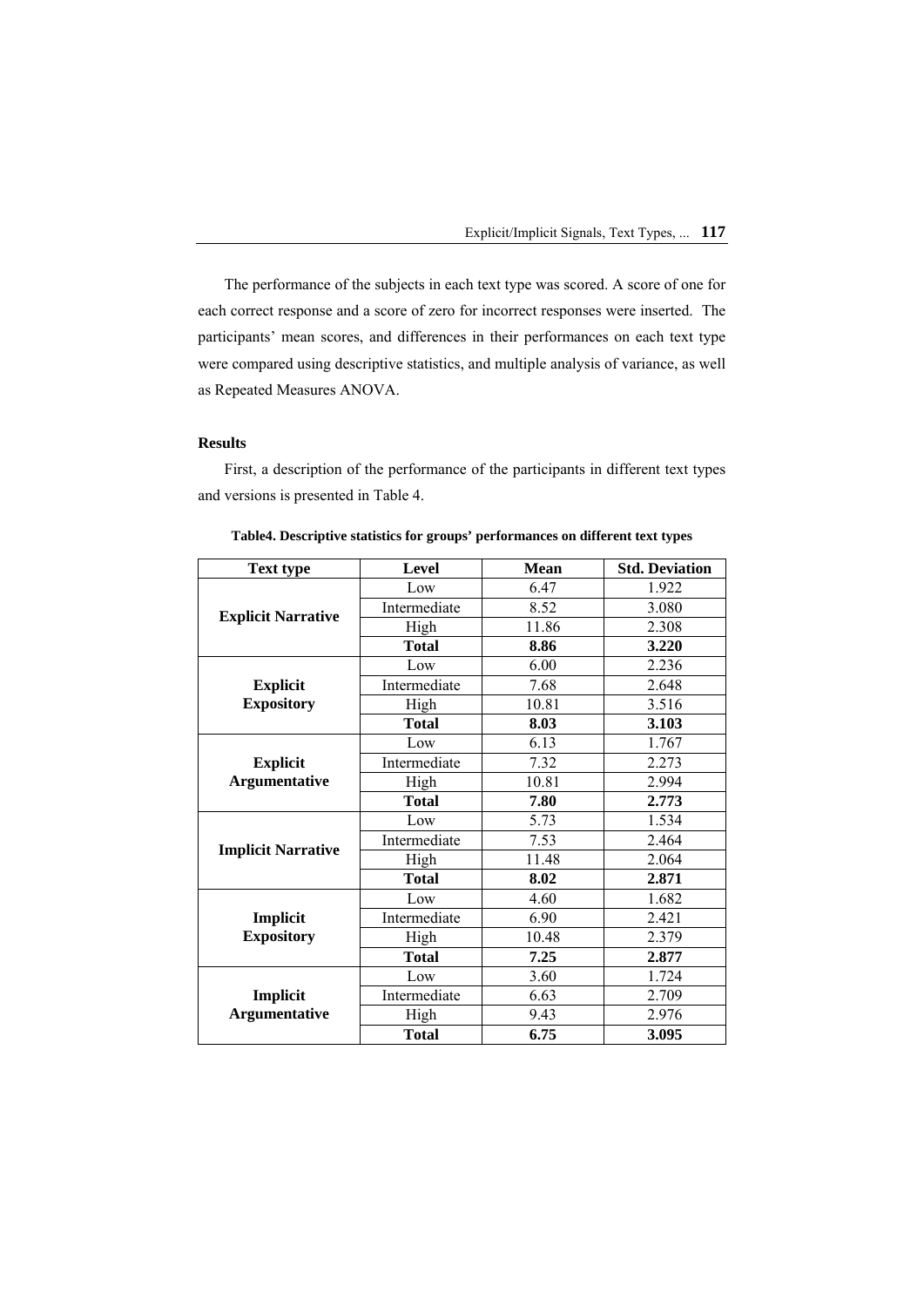The performance of the subjects in each text type was scored. A score of one for each correct response and a score of zero for incorrect responses were inserted. The participants' mean scores, and differences in their performances on each text type were compared using descriptive statistics, and multiple analysis of variance, as well as Repeated Measures ANOVA.

### Results

First, a description of the performance of the participants in different text types and versions is presented in Table 4.

**Table4. Descriptive statistics for groups' performances on different text types**

| Text type | Level | Mean | Std. Deviation |
|---|---|---|---|
| **Explicit Narrative** | Low | 6.47 | 1.922 |
| | Intermediate | 8.52 | 3.080 |
| | High | 11.86 | 2.308 |
| | **Total** | **8.86** | **3.220** |
| **Explicit Expository** | Low | 6.00 | 2.236 |
| | Intermediate | 7.68 | 2.648 |
| | High | 10.81 | 3.516 |
| | **Total** | **8.03** | **3.103** |
| **Explicit Argumentative** | Low | 6.13 | 1.767 |
| | Intermediate | 7.32 | 2.273 |
| | High | 10.81 | 2.994 |
| | **Total** | **7.80** | **2.773** |
| **Implicit Narrative** | Low | 5.73 | 1.534 |
| | Intermediate | 7.53 | 2.464 |
| | High | 11.48 | 2.064 |
| | **Total** | **8.02** | **2.871** |
| **Implicit Expository** | Low | 4.60 | 1.682 |
| | Intermediate | 6.90 | 2.421 |
| | High | 10.48 | 2.379 |
| | **Total** | **7.25** | **2.877** |
| **Implicit Argumentative** | Low | 3.60 | 1.724 |
| | Intermediate | 6.63 | 2.709 |
| | High | 9.43 | 2.976 |
| | **Total** | **6.75** | **3.095** |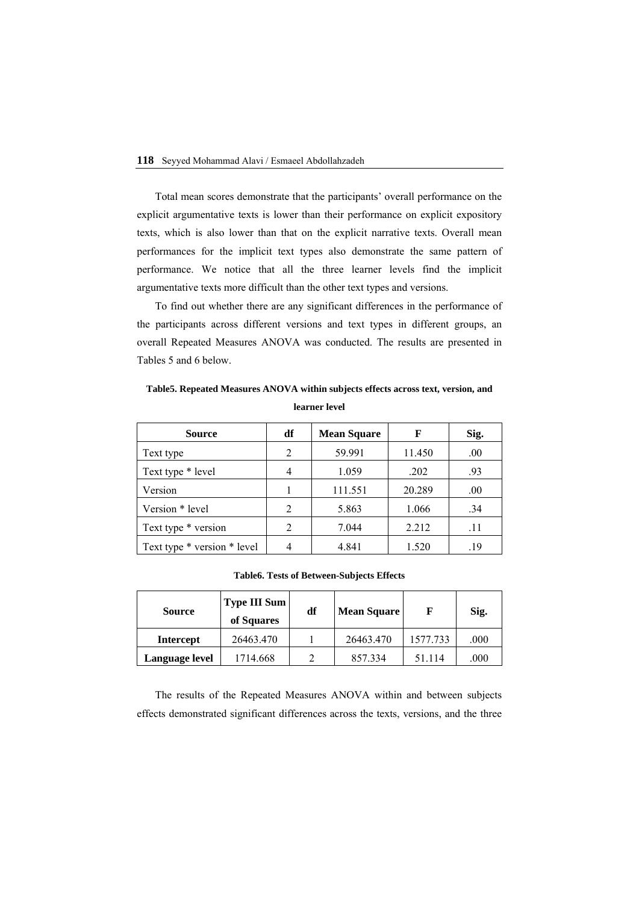Total mean scores demonstrate that the participants' overall performance on the explicit argumentative texts is lower than their performance on explicit expository texts, which is also lower than that on the explicit narrative texts. Overall mean performances for the implicit text types also demonstrate the same pattern of performance. We notice that all the three learner levels find the implicit argumentative texts more difficult than the other text types and versions.

To find out whether there are any significant differences in the performance of the participants across different versions and text types in different groups, an overall Repeated Measures ANOVA was conducted. The results are presented in Tables 5 and 6 below.

**Table5. Repeated Measures ANOVA within subjects effects across text, version, and learner level**

| Source | df | Mean Square | F | Sig. |
|---|---|---|---|---|
| Text type | 2 | 59.991 | 11.450 | .00 |
| Text type * level | 4 | 1.059 | .202 | .93 |
| Version | 1 | 111.551 | 20.289 | .00 |
| Version * level | 2 | 5.863 | 1.066 | .34 |
| Text type * version | 2 | 7.044 | 2.212 | .11 |
| Text type * version * level | 4 | 4.841 | 1.520 | .19 |

**Table6. Tests of Between-Subjects Effects**

| Source | Type III Sum of Squares | df | Mean Square | F | Sig. |
|---|---|---|---|---|---|
| **Intercept** | 26463.470 | 1 | 26463.470 | 1577.733 | .000 |
| **Language level** | 1714.668 | 2 | 857.334 | 51.114 | .000 |

The results of the Repeated Measures ANOVA within and between subjects effects demonstrated significant differences across the texts, versions, and the three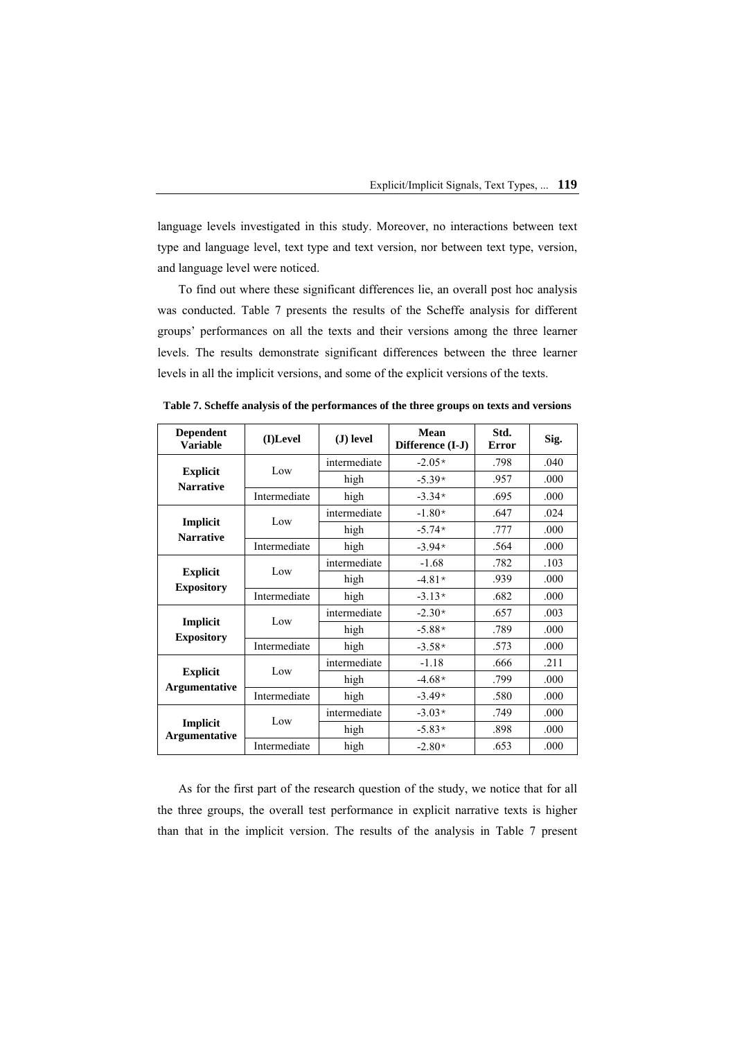language levels investigated in this study. Moreover, no interactions between text type and language level, text type and text version, nor between text type, version, and language level were noticed.

To find out where these significant differences lie, an overall post hoc analysis was conducted. Table 7 presents the results of the Scheffe analysis for different groups' performances on all the texts and their versions among the three learner levels. The results demonstrate significant differences between the three learner levels in all the implicit versions, and some of the explicit versions of the texts.

**Table 7. Scheffe analysis of the performances of the three groups on texts and versions**

| Dependent Variable | (I)Level | (J) level | Mean Difference (I-J) | Std. Error | Sig. |
|---|---|---|---|---|---|
| **Explicit Narrative** | Low | intermediate | -2.05* | .798 | .040 |
| | | high | -5.39* | .957 | .000 |
| | Intermediate | high | -3.34* | .695 | .000 |
| **Implicit Narrative** | Low | intermediate | -1.80* | .647 | .024 |
| | | high | -5.74* | .777 | .000 |
| | Intermediate | high | -3.94* | .564 | .000 |
| **Explicit Expository** | Low | intermediate | -1.68 | .782 | .103 |
| | | high | -4.81* | .939 | .000 |
| | Intermediate | high | -3.13* | .682 | .000 |
| **Implicit Expository** | Low | intermediate | -2.30* | .657 | .003 |
| | | high | -5.88* | .789 | .000 |
| | Intermediate | high | -3.58* | .573 | .000 |
| **Explicit Argumentative** | Low | intermediate | -1.18 | .666 | .211 |
| | | high | -4.68* | .799 | .000 |
| | Intermediate | high | -3.49* | .580 | .000 |
| **Implicit Argumentative** | Low | intermediate | -3.03* | .749 | .000 |
| | | high | -5.83* | .898 | .000 |
| | Intermediate | high | -2.80* | .653 | .000 |

As for the first part of the research question of the study, we notice that for all the three groups, the overall test performance in explicit narrative texts is higher than that in the implicit version. The results of the analysis in Table 7 present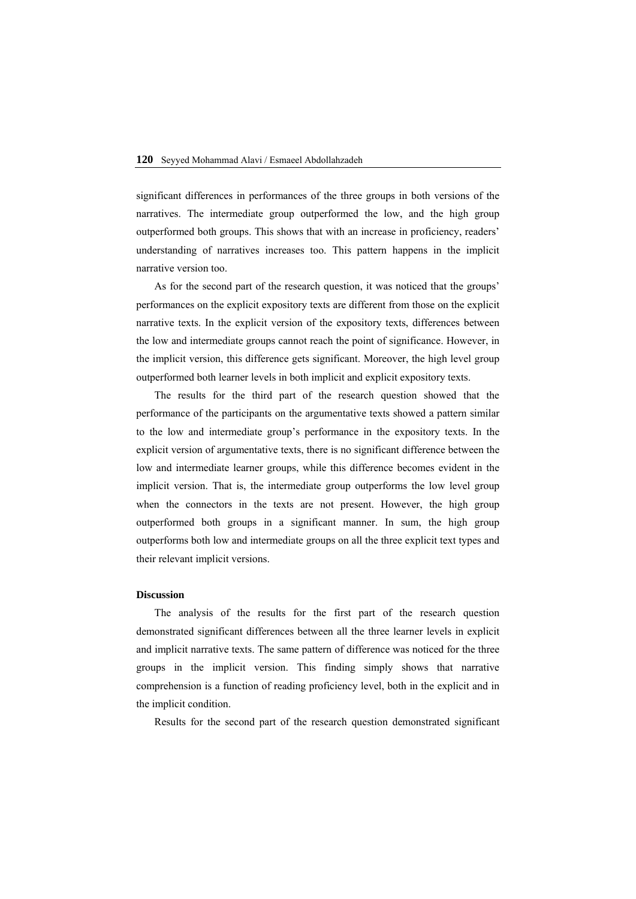significant differences in performances of the three groups in both versions of the narratives. The intermediate group outperformed the low, and the high group outperformed both groups. This shows that with an increase in proficiency, readers' understanding of narratives increases too. This pattern happens in the implicit narrative version too.

As for the second part of the research question, it was noticed that the groups' performances on the explicit expository texts are different from those on the explicit narrative texts. In the explicit version of the expository texts, differences between the low and intermediate groups cannot reach the point of significance. However, in the implicit version, this difference gets significant. Moreover, the high level group outperformed both learner levels in both implicit and explicit expository texts.

The results for the third part of the research question showed that the performance of the participants on the argumentative texts showed a pattern similar to the low and intermediate group's performance in the expository texts. In the explicit version of argumentative texts, there is no significant difference between the low and intermediate learner groups, while this difference becomes evident in the implicit version. That is, the intermediate group outperforms the low level group when the connectors in the texts are not present. However, the high group outperformed both groups in a significant manner. In sum, the high group outperforms both low and intermediate groups on all the three explicit text types and their relevant implicit versions.

## Discussion

The analysis of the results for the first part of the research question demonstrated significant differences between all the three learner levels in explicit and implicit narrative texts. The same pattern of difference was noticed for the three groups in the implicit version. This finding simply shows that narrative comprehension is a function of reading proficiency level, both in the explicit and in the implicit condition.

Results for the second part of the research question demonstrated significant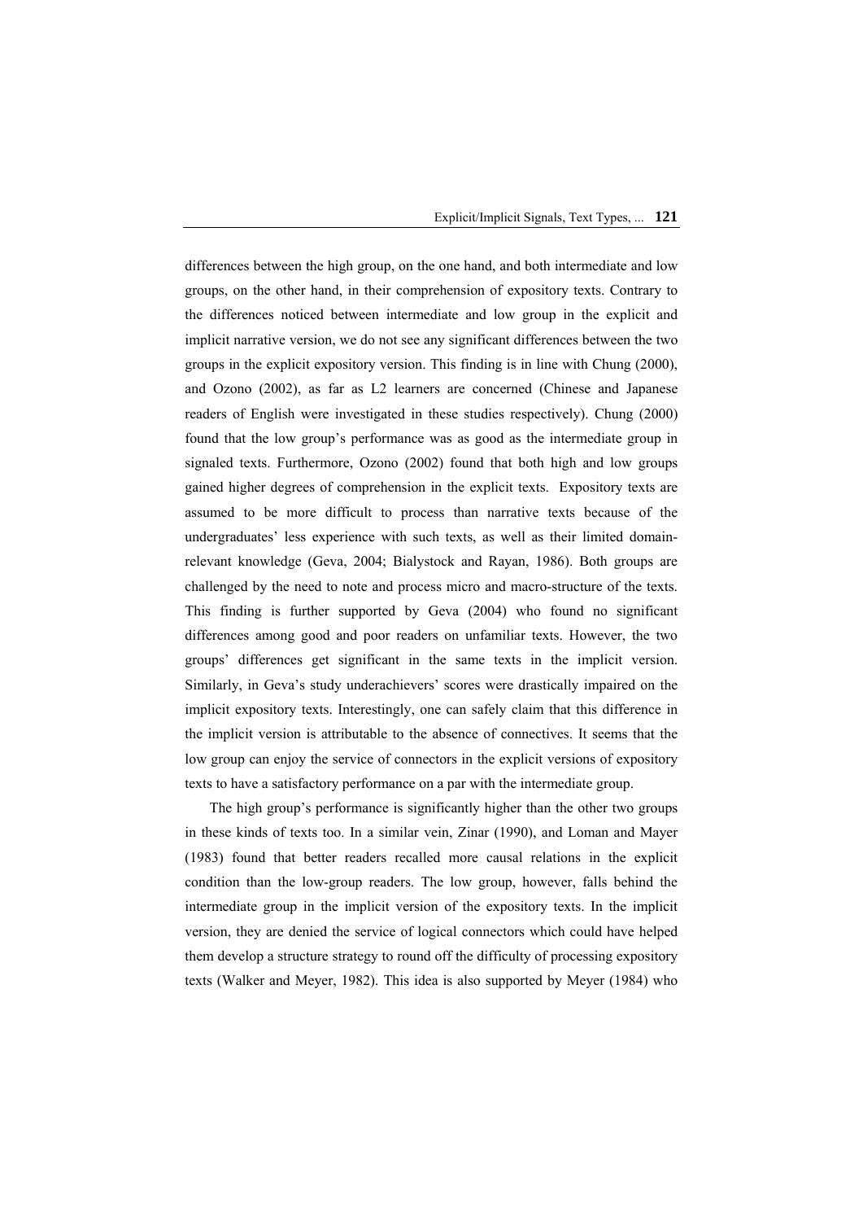differences between the high group, on the one hand, and both intermediate and low groups, on the other hand, in their comprehension of expository texts. Contrary to the differences noticed between intermediate and low group in the explicit and implicit narrative version, we do not see any significant differences between the two groups in the explicit expository version. This finding is in line with Chung (2000), and Ozono (2002), as far as L2 learners are concerned (Chinese and Japanese readers of English were investigated in these studies respectively). Chung (2000) found that the low group's performance was as good as the intermediate group in signaled texts. Furthermore, Ozono (2002) found that both high and low groups gained higher degrees of comprehension in the explicit texts. Expository texts are assumed to be more difficult to process than narrative texts because of the undergraduates' less experience with such texts, as well as their limited domain-relevant knowledge (Geva, 2004; Bialystock and Rayan, 1986). Both groups are challenged by the need to note and process micro and macro-structure of the texts. This finding is further supported by Geva (2004) who found no significant differences among good and poor readers on unfamiliar texts. However, the two groups' differences get significant in the same texts in the implicit version. Similarly, in Geva's study underachievers' scores were drastically impaired on the implicit expository texts. Interestingly, one can safely claim that this difference in the implicit version is attributable to the absence of connectives. It seems that the low group can enjoy the service of connectors in the explicit versions of expository texts to have a satisfactory performance on a par with the intermediate group.

The high group's performance is significantly higher than the other two groups in these kinds of texts too. In a similar vein, Zinar (1990), and Loman and Mayer (1983) found that better readers recalled more causal relations in the explicit condition than the low-group readers. The low group, however, falls behind the intermediate group in the implicit version of the expository texts. In the implicit version, they are denied the service of logical connectors which could have helped them develop a structure strategy to round off the difficulty of processing expository texts (Walker and Meyer, 1982). This idea is also supported by Meyer (1984) who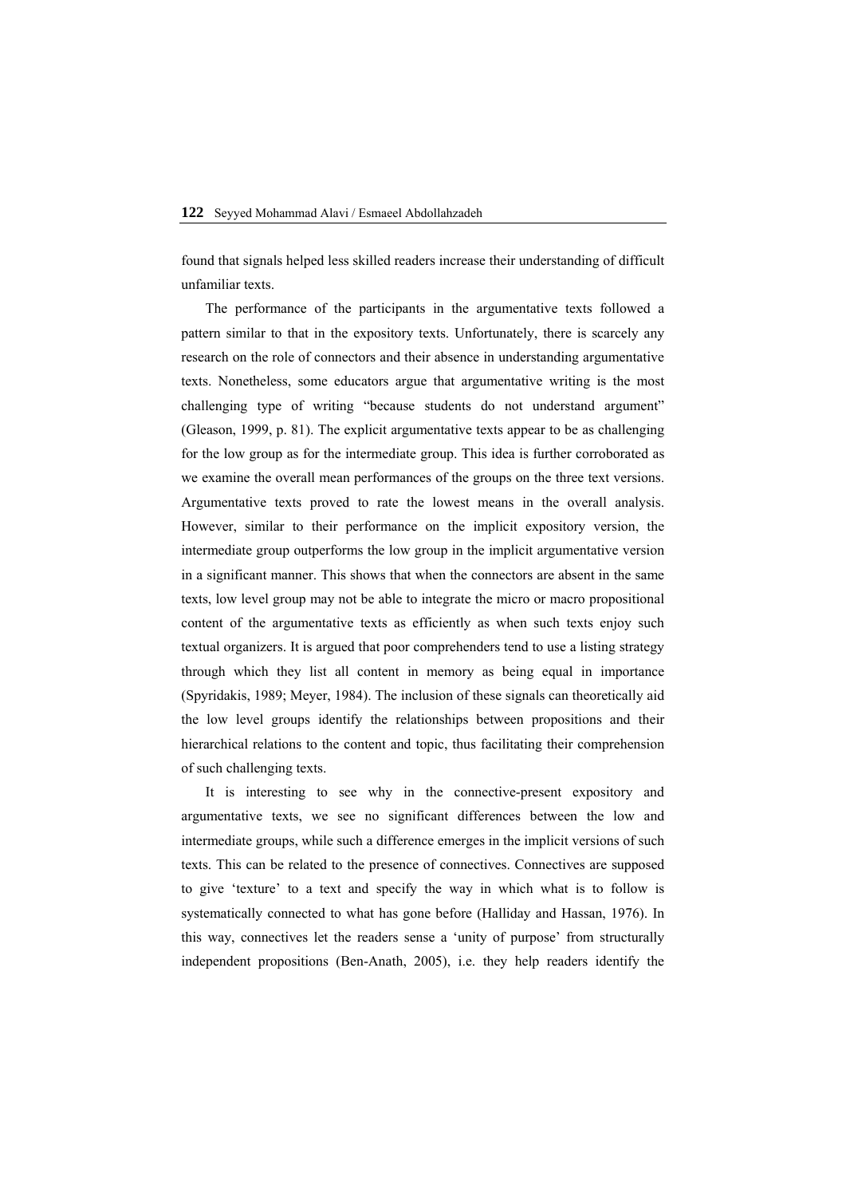found that signals helped less skilled readers increase their understanding of difficult unfamiliar texts.

The performance of the participants in the argumentative texts followed a pattern similar to that in the expository texts. Unfortunately, there is scarcely any research on the role of connectors and their absence in understanding argumentative texts. Nonetheless, some educators argue that argumentative writing is the most challenging type of writing "because students do not understand argument" (Gleason, 1999, p. 81). The explicit argumentative texts appear to be as challenging for the low group as for the intermediate group. This idea is further corroborated as we examine the overall mean performances of the groups on the three text versions. Argumentative texts proved to rate the lowest means in the overall analysis. However, similar to their performance on the implicit expository version, the intermediate group outperforms the low group in the implicit argumentative version in a significant manner. This shows that when the connectors are absent in the same texts, low level group may not be able to integrate the micro or macro propositional content of the argumentative texts as efficiently as when such texts enjoy such textual organizers. It is argued that poor comprehenders tend to use a listing strategy through which they list all content in memory as being equal in importance (Spyridakis, 1989; Meyer, 1984). The inclusion of these signals can theoretically aid the low level groups identify the relationships between propositions and their hierarchical relations to the content and topic, thus facilitating their comprehension of such challenging texts.

It is interesting to see why in the connective-present expository and argumentative texts, we see no significant differences between the low and intermediate groups, while such a difference emerges in the implicit versions of such texts. This can be related to the presence of connectives. Connectives are supposed to give 'texture' to a text and specify the way in which what is to follow is systematically connected to what has gone before (Halliday and Hassan, 1976). In this way, connectives let the readers sense a 'unity of purpose' from structurally independent propositions (Ben-Anath, 2005), i.e. they help readers identify the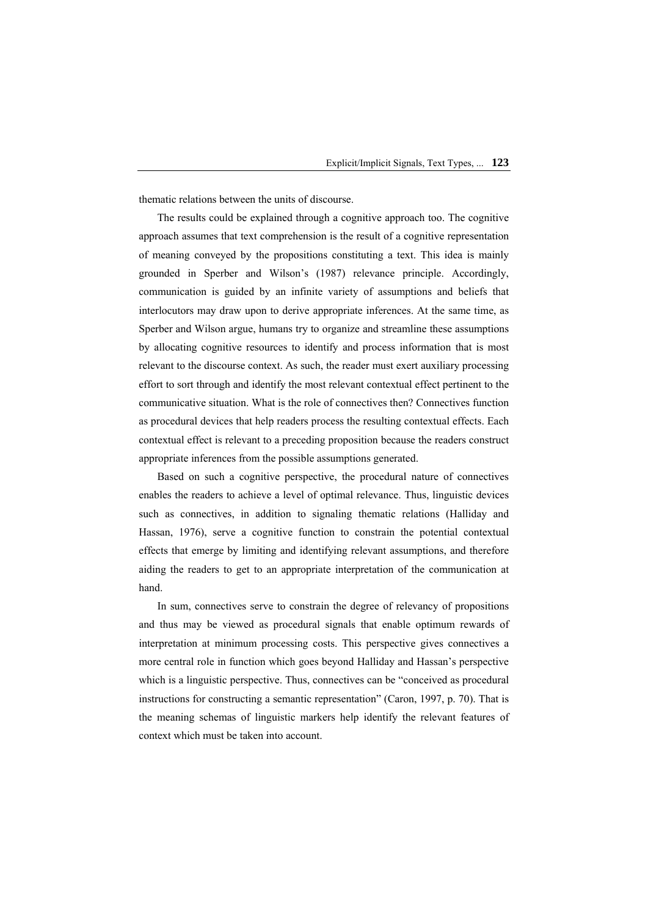thematic relations between the units of discourse.

The results could be explained through a cognitive approach too. The cognitive approach assumes that text comprehension is the result of a cognitive representation of meaning conveyed by the propositions constituting a text. This idea is mainly grounded in Sperber and Wilson's (1987) relevance principle. Accordingly, communication is guided by an infinite variety of assumptions and beliefs that interlocutors may draw upon to derive appropriate inferences. At the same time, as Sperber and Wilson argue, humans try to organize and streamline these assumptions by allocating cognitive resources to identify and process information that is most relevant to the discourse context. As such, the reader must exert auxiliary processing effort to sort through and identify the most relevant contextual effect pertinent to the communicative situation. What is the role of connectives then? Connectives function as procedural devices that help readers process the resulting contextual effects. Each contextual effect is relevant to a preceding proposition because the readers construct appropriate inferences from the possible assumptions generated.

Based on such a cognitive perspective, the procedural nature of connectives enables the readers to achieve a level of optimal relevance. Thus, linguistic devices such as connectives, in addition to signaling thematic relations (Halliday and Hassan, 1976), serve a cognitive function to constrain the potential contextual effects that emerge by limiting and identifying relevant assumptions, and therefore aiding the readers to get to an appropriate interpretation of the communication at hand.

In sum, connectives serve to constrain the degree of relevancy of propositions and thus may be viewed as procedural signals that enable optimum rewards of interpretation at minimum processing costs. This perspective gives connectives a more central role in function which goes beyond Halliday and Hassan's perspective which is a linguistic perspective. Thus, connectives can be "conceived as procedural instructions for constructing a semantic representation" (Caron, 1997, p. 70). That is the meaning schemas of linguistic markers help identify the relevant features of context which must be taken into account.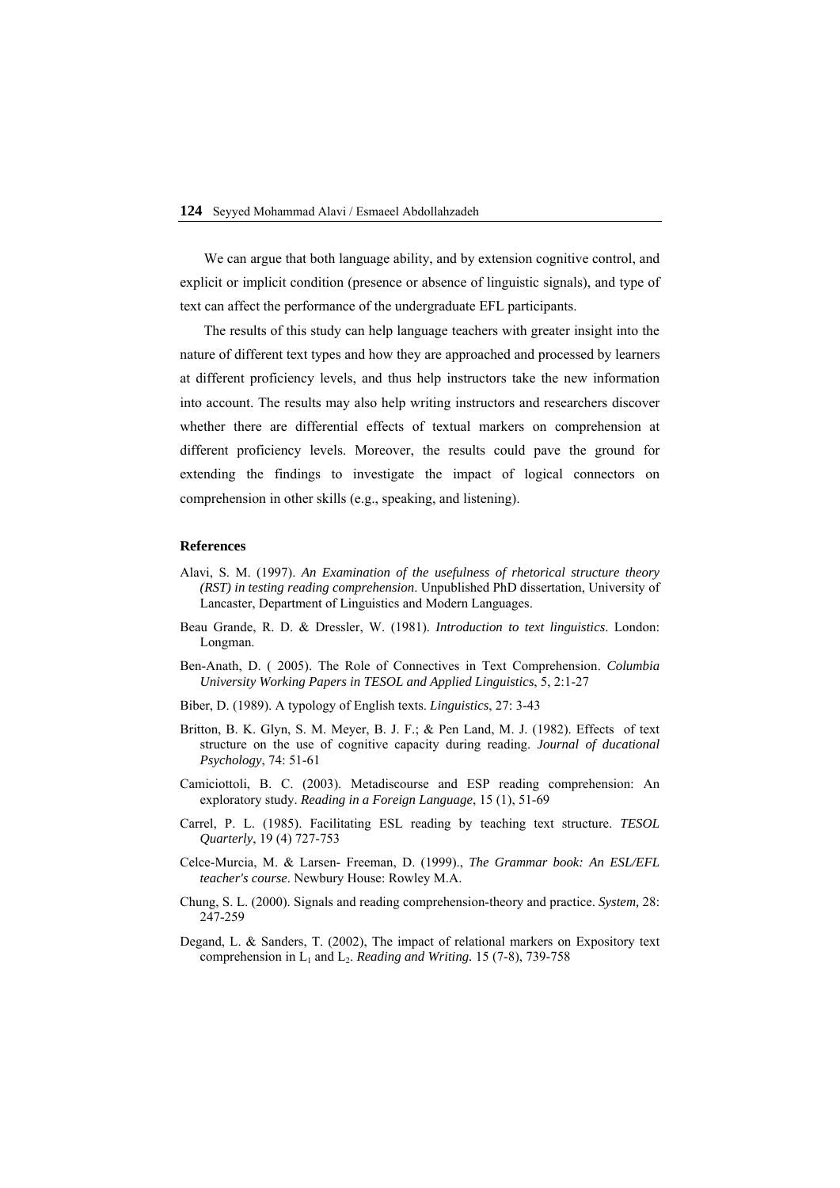We can argue that both language ability, and by extension cognitive control, and explicit or implicit condition (presence or absence of linguistic signals), and type of text can affect the performance of the undergraduate EFL participants.

The results of this study can help language teachers with greater insight into the nature of different text types and how they are approached and processed by learners at different proficiency levels, and thus help instructors take the new information into account. The results may also help writing instructors and researchers discover whether there are differential effects of textual markers on comprehension at different proficiency levels. Moreover, the results could pave the ground for extending the findings to investigate the impact of logical connectors on comprehension in other skills (e.g., speaking, and listening).

## References

Alavi, S. M. (1997). *An Examination of the usefulness of rhetorical structure theory (RST) in testing reading comprehension*. Unpublished PhD dissertation, University of Lancaster, Department of Linguistics and Modern Languages.

Beau Grande, R. D. & Dressler, W. (1981). *Introduction to text linguistics*. London: Longman.

Ben-Anath, D. ( 2005). The Role of Connectives in Text Comprehension. *Columbia University Working Papers in TESOL and Applied Linguistics*, 5, 2:1-27

Biber, D. (1989). A typology of English texts. *Linguistics*, 27: 3-43

Britton, B. K. Glyn, S. M. Meyer, B. J. F.; & Pen Land, M. J. (1982). Effects of text structure on the use of cognitive capacity during reading. *Journal of ducational Psychology*, 74: 51-61

Camiciottoli, B. C. (2003). Metadiscourse and ESP reading comprehension: An exploratory study. *Reading in a Foreign Language*, 15 (1), 51-69

Carrel, P. L. (1985). Facilitating ESL reading by teaching text structure. *TESOL Quarterly*, 19 (4) 727-753

Celce-Murcia, M. & Larsen- Freeman, D. (1999)., *The Grammar book: An ESL/EFL teacher's course*. Newbury House: Rowley M.A.

Chung, S. L. (2000). Signals and reading comprehension-theory and practice. *System,* 28: 247-259

Degand, L. & Sanders, T. (2002), The impact of relational markers on Expository text comprehension in $L_1$ and $L_2$. *Reading and Writing.* 15 (7-8), 739-758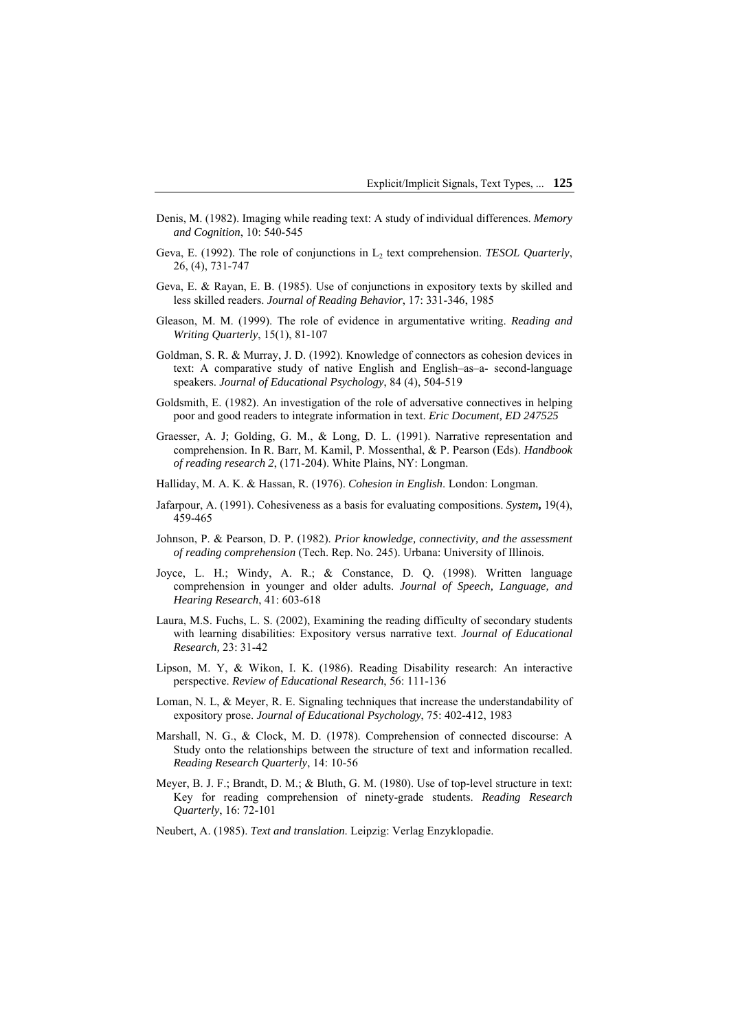Denis, M. (1982). Imaging while reading text: A study of individual differences. *Memory and Cognition*, 10: 540-545

Geva, E. (1992). The role of conjunctions in $L_2$ text comprehension. *TESOL Quarterly*, 26, (4), 731-747

Geva, E. & Rayan, E. B. (1985). Use of conjunctions in expository texts by skilled and less skilled readers. *Journal of Reading Behavior*, 17: 331-346, 1985

Gleason, M. M. (1999). The role of evidence in argumentative writing. *Reading and Writing Quarterly*, 15(1), 81-107

Goldman, S. R. & Murray, J. D. (1992). Knowledge of connectors as cohesion devices in text: A comparative study of native English and English–as–a- second-language speakers. *Journal of Educational Psychology*, 84 (4), 504-519

Goldsmith, E. (1982). An investigation of the role of adversative connectives in helping poor and good readers to integrate information in text. *Eric Document, ED 247525*

Graesser, A. J; Golding, G. M., & Long, D. L. (1991). Narrative representation and comprehension. In R. Barr, M. Kamil, P. Mossenthal, & P. Pearson (Eds). *Handbook of reading research 2*, (171-204). White Plains, NY: Longman.

Halliday, M. A. K. & Hassan, R. (1976). *Cohesion in English*. London: Longman.

Jafarpour, A. (1991). Cohesiveness as a basis for evaluating compositions. ***System*,** 19(4), 459-465

Johnson, P. & Pearson, D. P. (1982). *Prior knowledge, connectivity, and the assessment of reading comprehension* (Tech. Rep. No. 245). Urbana: University of Illinois.

Joyce, L. H.; Windy, A. R.; & Constance, D. Q. (1998). Written language comprehension in younger and older adults. *Journal of Speech, Language, and Hearing Research*, 41: 603-618

Laura, M.S. Fuchs, L. S. (2002), Examining the reading difficulty of secondary students with learning disabilities: Expository versus narrative text. *Journal of Educational Research,* 23: 31-42

Lipson, M. Y, & Wikon, I. K. (1986). Reading Disability research: An interactive perspective. *Review of Educational Research*, 56: 111-136

Loman, N. L, & Meyer, R. E. Signaling techniques that increase the understandability of expository prose. *Journal of Educational Psychology*, 75: 402-412, 1983

Marshall, N. G., & Clock, M. D. (1978). Comprehension of connected discourse: A Study onto the relationships between the structure of text and information recalled. *Reading Research Quarterly*, 14: 10-56

Meyer, B. J. F.; Brandt, D. M.; & Bluth, G. M. (1980). Use of top-level structure in text: Key for reading comprehension of ninety-grade students. *Reading Research Quarterly*, 16: 72-101

Neubert, A. (1985). *Text and translation*. Leipzig: Verlag Enzyklopadie.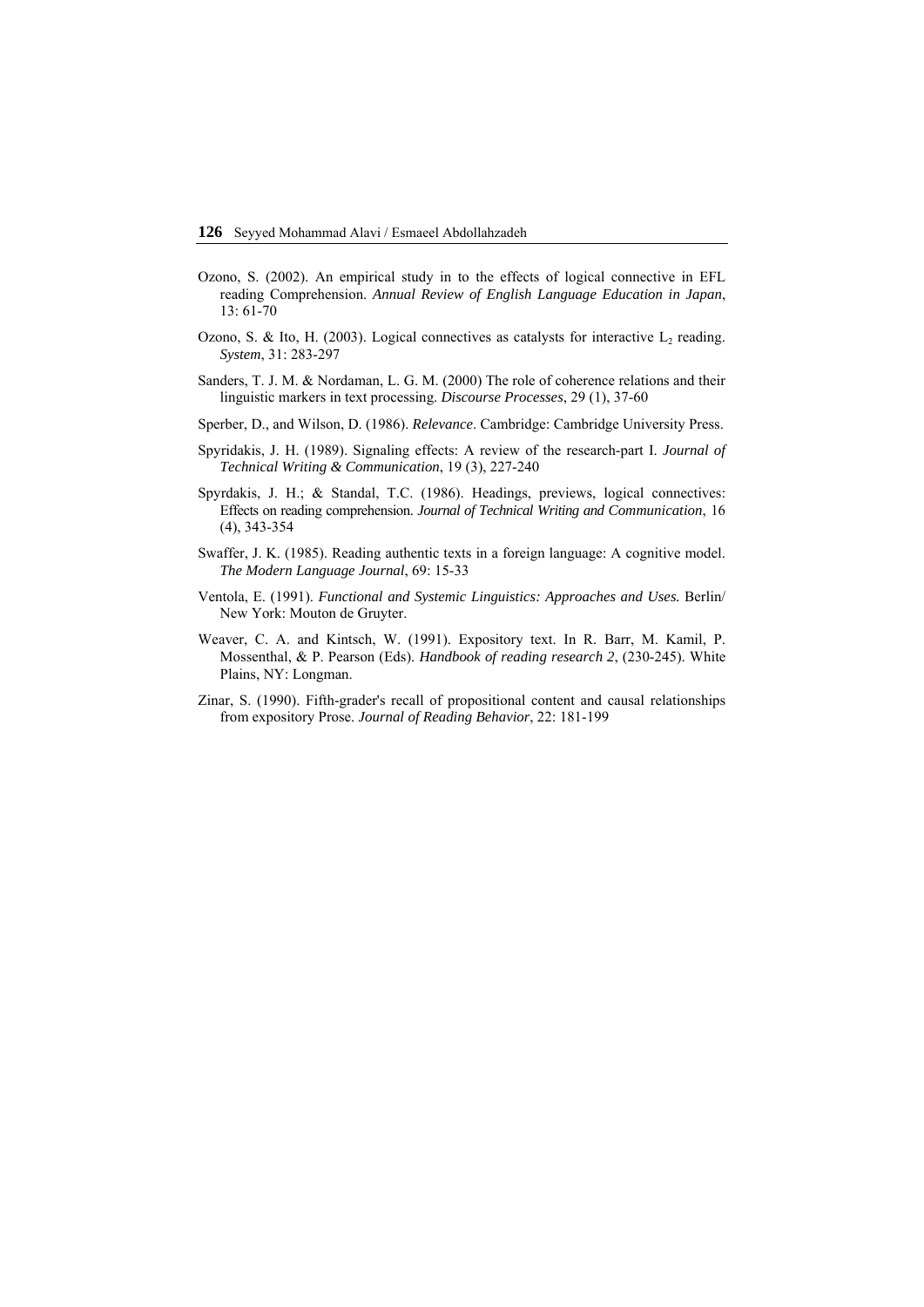Ozono, S. (2002). An empirical study in to the effects of logical connective in EFL reading Comprehension. *Annual Review of English Language Education in Japan*, 13: 61-70

Ozono, S. & Ito, H. (2003). Logical connectives as catalysts for interactive $L_2$ reading. *System*, 31: 283-297

Sanders, T. J. M. & Nordaman, L. G. M. (2000) The role of coherence relations and their linguistic markers in text processing. *Discourse Processes*, 29 (1), 37-60

Sperber, D., and Wilson, D. (1986). *Relevance*. Cambridge: Cambridge University Press.

Spyridakis, J. H. (1989). Signaling effects: A review of the research-part I. *Journal of Technical Writing & Communication*, 19 (3), 227-240

Spyrdakis, J. H.; & Standal, T.C. (1986). Headings, previews, logical connectives: Effects on reading comprehension. *Journal of Technical Writing and Communication*, 16 (4), 343-354

Swaffer, J. K. (1985). Reading authentic texts in a foreign language: A cognitive model. *The Modern Language Journal*, 69: 15-33

Ventola, E. (1991). *Functional and Systemic Linguistics: Approaches and Uses.* Berlin/ New York: Mouton de Gruyter.

Weaver, C. A. and Kintsch, W. (1991). Expository text. In R. Barr, M. Kamil, P. Mossenthal, & P. Pearson (Eds). *Handbook of reading research 2*, (230-245). White Plains, NY: Longman.

Zinar, S. (1990). Fifth-grader's recall of propositional content and causal relationships from expository Prose. *Journal of Reading Behavior*, 22: 181-199